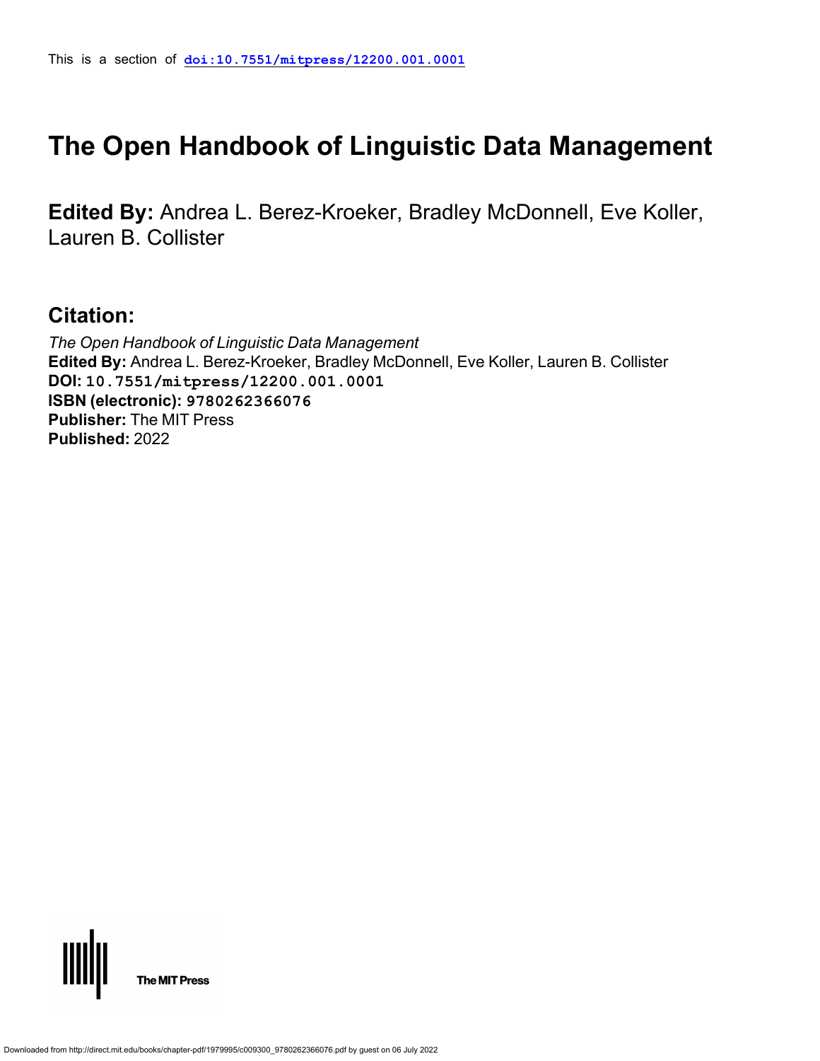This is a section of **doi:10.7551/mitpress/12200.001.0001**

# The Open Handbook of Linguistic Data Management

**Edited By:** Andrea L. Berez-Kroeker, Bradley McDonnell, Eve Koller, Lauren B. Collister

## Citation:

*The Open Handbook of Linguistic Data Management*
**Edited By:** Andrea L. Berez-Kroeker, Bradley McDonnell, Eve Koller, Lauren B. Collister
**DOI:** 10.7551/mitpress/12200.001.0001
**ISBN (electronic):** 9780262366076
**Publisher:** The MIT Press
**Published:** 2022

The MIT Press

Downloaded from http://direct.mit.edu/books/chapter-pdf/1979995/c009300_9780262366076.pdf by guest on 06 July 2022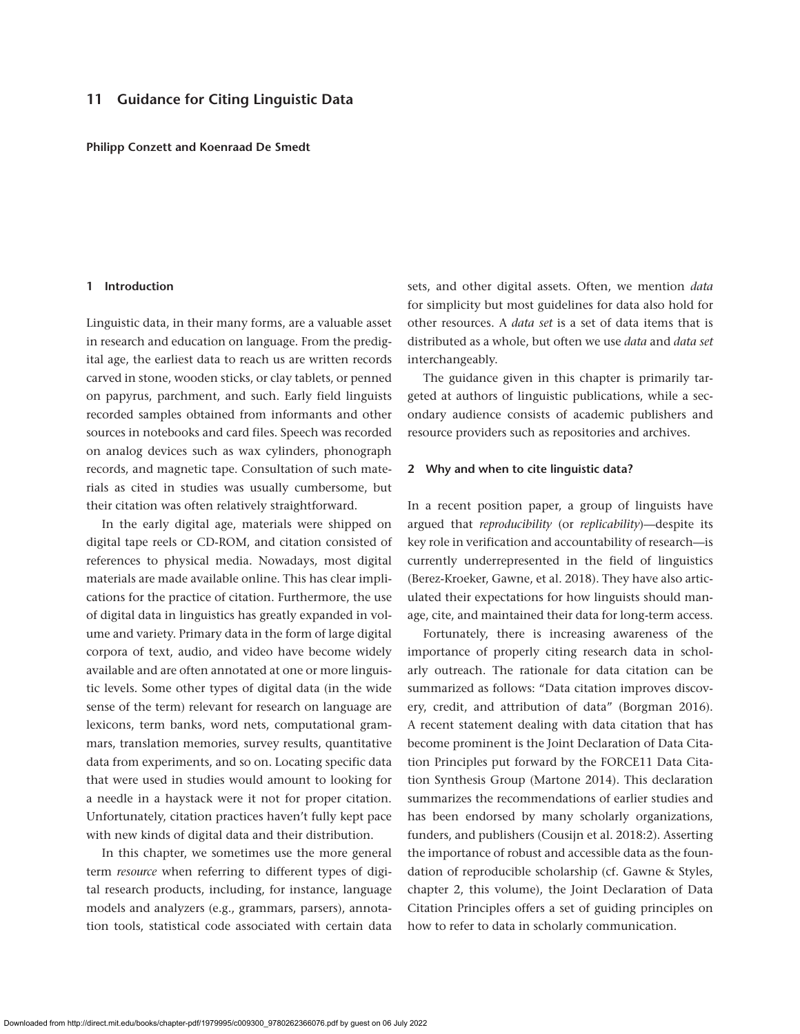# 11 Guidance for Citing Linguistic Data

**Philipp Conzett and Koenraad De Smedt**

## 1 Introduction

Linguistic data, in their many forms, are a valuable asset in research and education on language. From the predigital age, the earliest data to reach us are written records carved in stone, wooden sticks, or clay tablets, or penned on papyrus, parchment, and such. Early field linguists recorded samples obtained from informants and other sources in notebooks and card files. Speech was recorded on analog devices such as wax cylinders, phonograph records, and magnetic tape. Consultation of such materials as cited in studies was usually cumbersome, but their citation was often relatively straightforward.

In the early digital age, materials were shipped on digital tape reels or CD-ROM, and citation consisted of references to physical media. Nowadays, most digital materials are made available online. This has clear implications for the practice of citation. Furthermore, the use of digital data in linguistics has greatly expanded in volume and variety. Primary data in the form of large digital corpora of text, audio, and video have become widely available and are often annotated at one or more linguistic levels. Some other types of digital data (in the wide sense of the term) relevant for research on language are lexicons, term banks, word nets, computational grammars, translation memories, survey results, quantitative data from experiments, and so on. Locating specific data that were used in studies would amount to looking for a needle in a haystack were it not for proper citation. Unfortunately, citation practices haven't fully kept pace with new kinds of digital data and their distribution.

In this chapter, we sometimes use the more general term *resource* when referring to different types of digital research products, including, for instance, language models and analyzers (e.g., grammars, parsers), annotation tools, statistical code associated with certain data sets, and other digital assets. Often, we mention *data* for simplicity but most guidelines for data also hold for other resources. A *data set* is a set of data items that is distributed as a whole, but often we use *data* and *data set* interchangeably.

The guidance given in this chapter is primarily targeted at authors of linguistic publications, while a secondary audience consists of academic publishers and resource providers such as repositories and archives.

## 2 Why and when to cite linguistic data?

In a recent position paper, a group of linguists have argued that *reproducibility* (or *replicability*)—despite its key role in verification and accountability of research—is currently underrepresented in the field of linguistics (Berez-Kroeker, Gawne, et al. 2018). They have also articulated their expectations for how linguists should manage, cite, and maintained their data for long-term access.

Fortunately, there is increasing awareness of the importance of properly citing research data in scholarly outreach. The rationale for data citation can be summarized as follows: "Data citation improves discovery, credit, and attribution of data" (Borgman 2016). A recent statement dealing with data citation that has become prominent is the Joint Declaration of Data Citation Principles put forward by the FORCE11 Data Citation Synthesis Group (Martone 2014). This declaration summarizes the recommendations of earlier studies and has been endorsed by many scholarly organizations, funders, and publishers (Cousijn et al. 2018:2). Asserting the importance of robust and accessible data as the foundation of reproducible scholarship (cf. Gawne & Styles, chapter 2, this volume), the Joint Declaration of Data Citation Principles offers a set of guiding principles on how to refer to data in scholarly communication.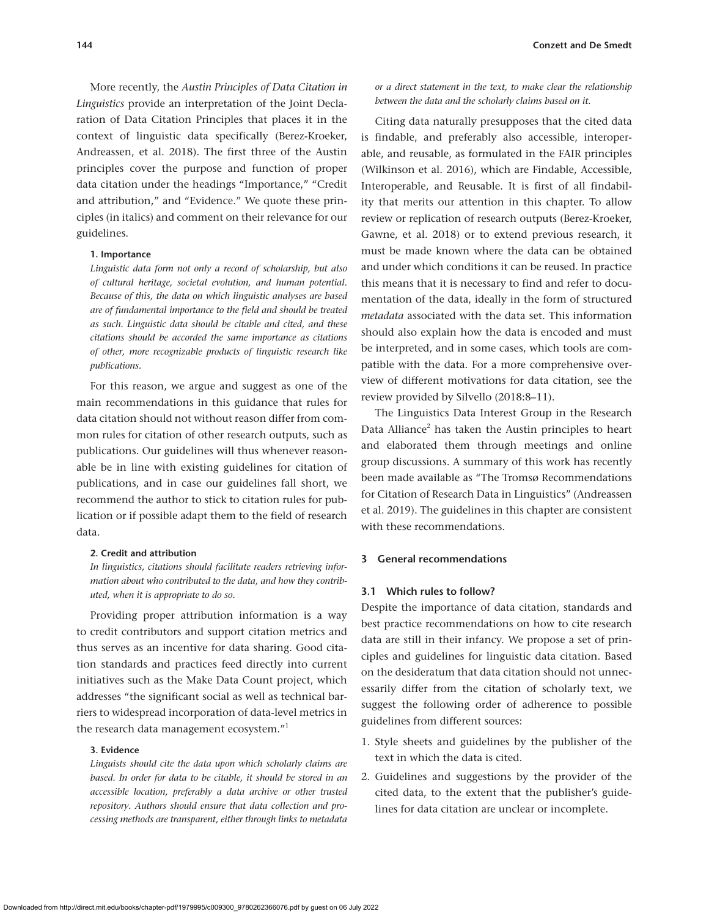More recently, the *Austin Principles of Data Citation in Linguistics* provide an interpretation of the Joint Declaration of Data Citation Principles that places it in the context of linguistic data specifically (Berez-Kroeker, Andreassen, et al. 2018). The first three of the Austin principles cover the purpose and function of proper data citation under the headings "Importance," "Credit and attribution," and "Evidence." We quote these principles (in italics) and comment on their relevance for our guidelines.

**1. Importance**

*Linguistic data form not only a record of scholarship, but also of cultural heritage, societal evolution, and human potential. Because of this, the data on which linguistic analyses are based are of fundamental importance to the field and should be treated as such. Linguistic data should be citable and cited, and these citations should be accorded the same importance as citations of other, more recognizable products of linguistic research like publications.*

For this reason, we argue and suggest as one of the main recommendations in this guidance that rules for data citation should not without reason differ from common rules for citation of other research outputs, such as publications. Our guidelines will thus whenever reasonable be in line with existing guidelines for citation of publications, and in case our guidelines fall short, we recommend the author to stick to citation rules for publication or if possible adapt them to the field of research data.

**2. Credit and attribution**

*In linguistics, citations should facilitate readers retrieving information about who contributed to the data, and how they contributed, when it is appropriate to do so.*

Providing proper attribution information is a way to credit contributors and support citation metrics and thus serves as an incentive for data sharing. Good citation standards and practices feed directly into current initiatives such as the Make Data Count project, which addresses "the significant social as well as technical barriers to widespread incorporation of data-level metrics in the research data management ecosystem."[1]

**3. Evidence**

*Linguists should cite the data upon which scholarly claims are based. In order for data to be citable, it should be stored in an accessible location, preferably a data archive or other trusted repository. Authors should ensure that data collection and processing methods are transparent, either through links to metadata or a direct statement in the text, to make clear the relationship between the data and the scholarly claims based on it.*

Citing data naturally presupposes that the cited data is findable, and preferably also accessible, interoperable, and reusable, as formulated in the FAIR principles (Wilkinson et al. 2016), which are Findable, Accessible, Interoperable, and Reusable. It is first of all findability that merits our attention in this chapter. To allow review or replication of research outputs (Berez-Kroeker, Gawne, et al. 2018) or to extend previous research, it must be made known where the data can be obtained and under which conditions it can be reused. In practice this means that it is necessary to find and refer to documentation of the data, ideally in the form of structured *metadata* associated with the data set. This information should also explain how the data is encoded and must be interpreted, and in some cases, which tools are compatible with the data. For a more comprehensive overview of different motivations for data citation, see the review provided by Silvello (2018:8–11).

The Linguistics Data Interest Group in the Research Data Alliance[2] has taken the Austin principles to heart and elaborated them through meetings and online group discussions. A summary of this work has recently been made available as "The Tromsø Recommendations for Citation of Research Data in Linguistics" (Andreassen et al. 2019). The guidelines in this chapter are consistent with these recommendations.

## 3 General recommendations

### 3.1 Which rules to follow?

Despite the importance of data citation, standards and best practice recommendations on how to cite research data are still in their infancy. We propose a set of principles and guidelines for linguistic data citation. Based on the desideratum that data citation should not unnecessarily differ from the citation of scholarly text, we suggest the following order of adherence to possible guidelines from different sources:

1. Style sheets and guidelines by the publisher of the text in which the data is cited.
2. Guidelines and suggestions by the provider of the cited data, to the extent that the publisher's guidelines for data citation are unclear or incomplete.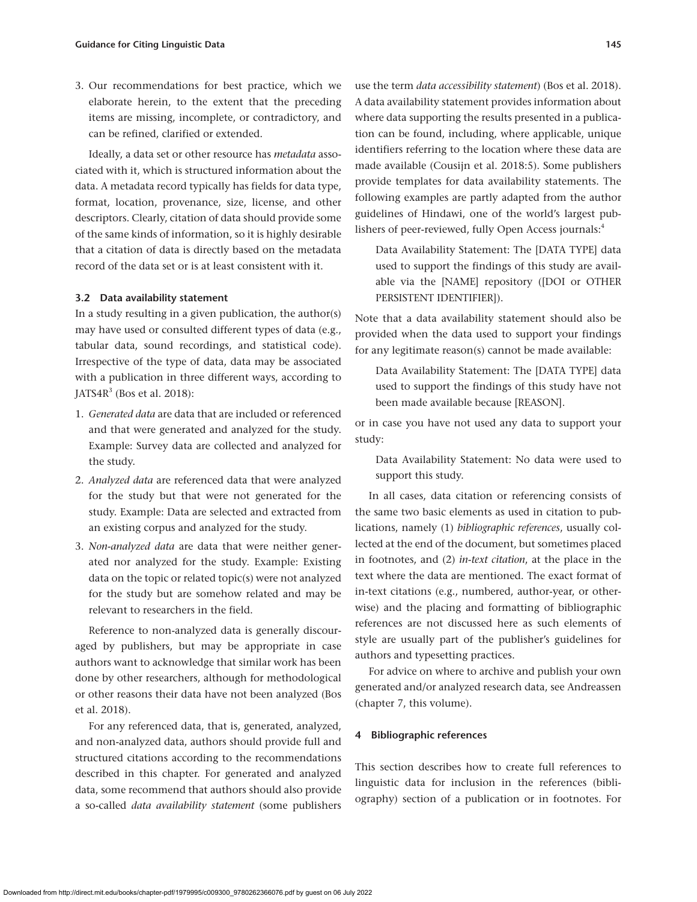3. Our recommendations for best practice, which we elaborate herein, to the extent that the preceding items are missing, incomplete, or contradictory, and can be refined, clarified or extended.

Ideally, a data set or other resource has *metadata* associated with it, which is structured information about the data. A metadata record typically has fields for data type, format, location, provenance, size, license, and other descriptors. Clearly, citation of data should provide some of the same kinds of information, so it is highly desirable that a citation of data is directly based on the metadata record of the data set or is at least consistent with it.

### 3.2 Data availability statement

In a study resulting in a given publication, the author(s) may have used or consulted different types of data (e.g., tabular data, sound recordings, and statistical code). Irrespective of the type of data, data may be associated with a publication in three different ways, according to JATS4R[3] (Bos et al. 2018):

1. *Generated data* are data that are included or referenced and that were generated and analyzed for the study. Example: Survey data are collected and analyzed for the study.
2. *Analyzed data* are referenced data that were analyzed for the study but that were not generated for the study. Example: Data are selected and extracted from an existing corpus and analyzed for the study.
3. *Non-analyzed data* are data that were neither generated nor analyzed for the study. Example: Existing data on the topic or related topic(s) were not analyzed for the study but are somehow related and may be relevant to researchers in the field.

Reference to non-analyzed data is generally discouraged by publishers, but may be appropriate in case authors want to acknowledge that similar work has been done by other researchers, although for methodological or other reasons their data have not been analyzed (Bos et al. 2018).

For any referenced data, that is, generated, analyzed, and non-analyzed data, authors should provide full and structured citations according to the recommendations described in this chapter. For generated and analyzed data, some recommend that authors should also provide a so-called *data availability statement* (some publishers use the term *data accessibility statement*) (Bos et al. 2018). A data availability statement provides information about where data supporting the results presented in a publication can be found, including, where applicable, unique identifiers referring to the location where these data are made available (Cousijn et al. 2018:5). Some publishers provide templates for data availability statements. The following examples are partly adapted from the author guidelines of Hindawi, one of the world's largest publishers of peer-reviewed, fully Open Access journals:[4]

> Data Availability Statement: The [DATA TYPE] data used to support the findings of this study are available via the [NAME] repository ([DOI or OTHER PERSISTENT IDENTIFIER]).

Note that a data availability statement should also be provided when the data used to support your findings for any legitimate reason(s) cannot be made available:

> Data Availability Statement: The [DATA TYPE] data used to support the findings of this study have not been made available because [REASON].

or in case you have not used any data to support your study:

> Data Availability Statement: No data were used to support this study.

In all cases, data citation or referencing consists of the same two basic elements as used in citation to publications, namely (1) *bibliographic references*, usually collected at the end of the document, but sometimes placed in footnotes, and (2) *in-text citation*, at the place in the text where the data are mentioned. The exact format of in-text citations (e.g., numbered, author-year, or otherwise) and the placing and formatting of bibliographic references are not discussed here as such elements of style are usually part of the publisher's guidelines for authors and typesetting practices.

For advice on where to archive and publish your own generated and/or analyzed research data, see Andreassen (chapter 7, this volume).

## 4 Bibliographic references

This section describes how to create full references to linguistic data for inclusion in the references (bibliography) section of a publication or in footnotes. For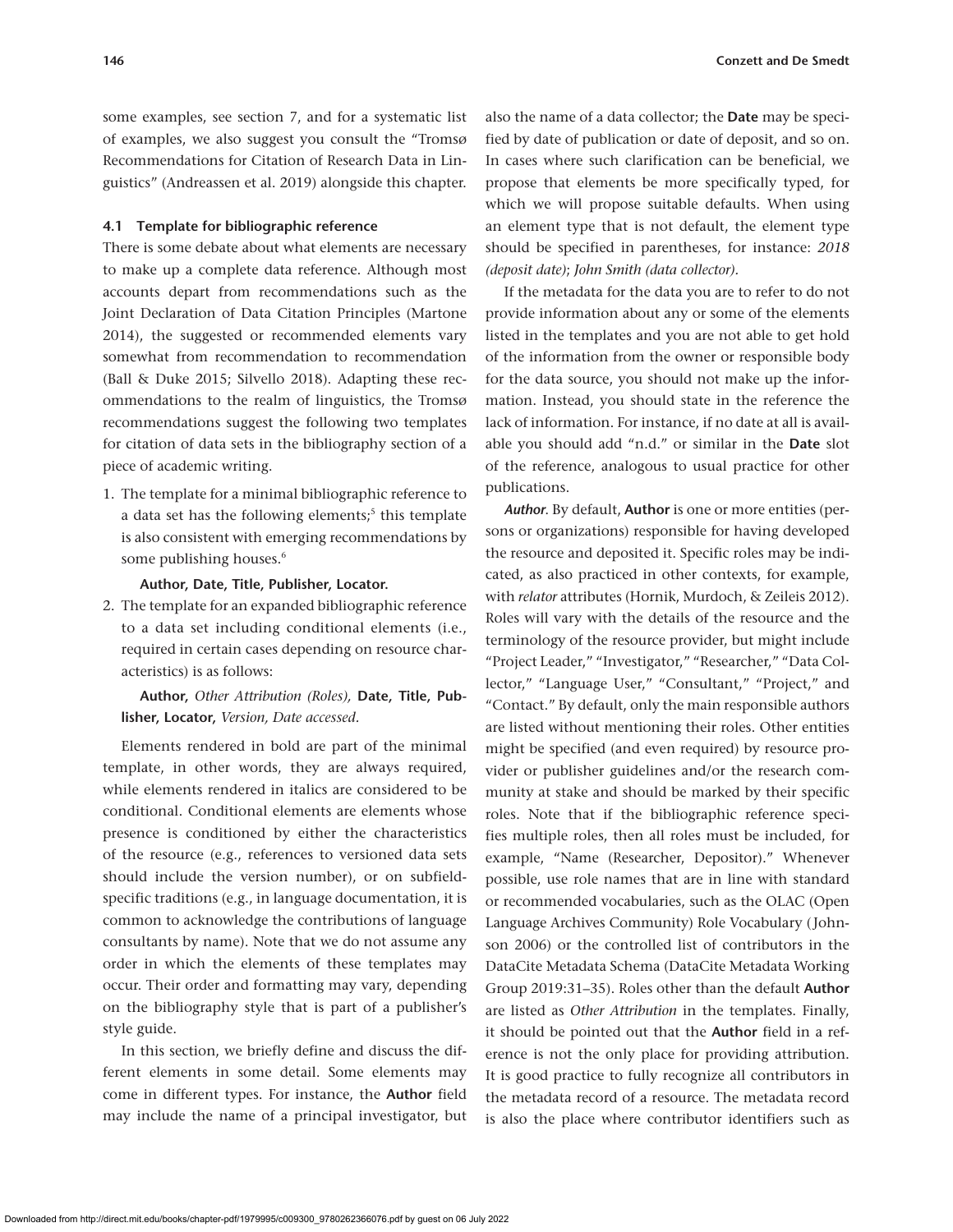some examples, see section 7, and for a systematic list of examples, we also suggest you consult the "Tromsø Recommendations for Citation of Research Data in Linguistics" (Andreassen et al. 2019) alongside this chapter.

### 4.1 Template for bibliographic reference

There is some debate about what elements are necessary to make up a complete data reference. Although most accounts depart from recommendations such as the Joint Declaration of Data Citation Principles (Martone 2014), the suggested or recommended elements vary somewhat from recommendation to recommendation (Ball & Duke 2015; Silvello 2018). Adapting these recommendations to the realm of linguistics, the Tromsø recommendations suggest the following two templates for citation of data sets in the bibliography section of a piece of academic writing.

1. The template for a minimal bibliographic reference to a data set has the following elements;[5] this template is also consistent with emerging recommendations by some publishing houses.[6]

   **Author, Date, Title, Publisher, Locator.**

2. The template for an expanded bibliographic reference to a data set including conditional elements (i.e., required in certain cases depending on resource characteristics) is as follows:

   **Author,** *Other Attribution (Roles),* **Date, Title, Publisher, Locator,** *Version, Date accessed.*

Elements rendered in bold are part of the minimal template, in other words, they are always required, while elements rendered in italics are considered to be conditional. Conditional elements are elements whose presence is conditioned by either the characteristics of the resource (e.g., references to versioned data sets should include the version number), or on subfield-specific traditions (e.g., in language documentation, it is common to acknowledge the contributions of language consultants by name). Note that we do not assume any order in which the elements of these templates may occur. Their order and formatting may vary, depending on the bibliography style that is part of a publisher's style guide.

In this section, we briefly define and discuss the different elements in some detail. Some elements may come in different types. For instance, the **Author** field may include the name of a principal investigator, but also the name of a data collector; the **Date** may be specified by date of publication or date of deposit, and so on. In cases where such clarification can be beneficial, we propose that elements be more specifically typed, for which we will propose suitable defaults. When using an element type that is not default, the element type should be specified in parentheses, for instance: *2018 (deposit date)*; *John Smith (data collector).*

If the metadata for the data you are to refer to do not provide information about any or some of the elements listed in the templates and you are not able to get hold of the information from the owner or responsible body for the data source, you should not make up the information. Instead, you should state in the reference the lack of information. For instance, if no date at all is available you should add "n.d." or similar in the **Date** slot of the reference, analogous to usual practice for other publications.

***Author.*** By default, **Author** is one or more entities (persons or organizations) responsible for having developed the resource and deposited it. Specific roles may be indicated, as also practiced in other contexts, for example, with *relator* attributes (Hornik, Murdoch, & Zeileis 2012). Roles will vary with the details of the resource and the terminology of the resource provider, but might include "Project Leader," "Investigator," "Researcher," "Data Collector," "Language User," "Consultant," "Project," and "Contact." By default, only the main responsible authors are listed without mentioning their roles. Other entities might be specified (and even required) by resource provider or publisher guidelines and/or the research community at stake and should be marked by their specific roles. Note that if the bibliographic reference specifies multiple roles, then all roles must be included, for example, "Name (Researcher, Depositor)." Whenever possible, use role names that are in line with standard or recommended vocabularies, such as the OLAC (Open Language Archives Community) Role Vocabulary (Johnson 2006) or the controlled list of contributors in the DataCite Metadata Schema (DataCite Metadata Working Group 2019:31–35). Roles other than the default **Author** are listed as *Other Attribution* in the templates. Finally, it should be pointed out that the **Author** field in a reference is not the only place for providing attribution. It is good practice to fully recognize all contributors in the metadata record of a resource. The metadata record is also the place where contributor identifiers such as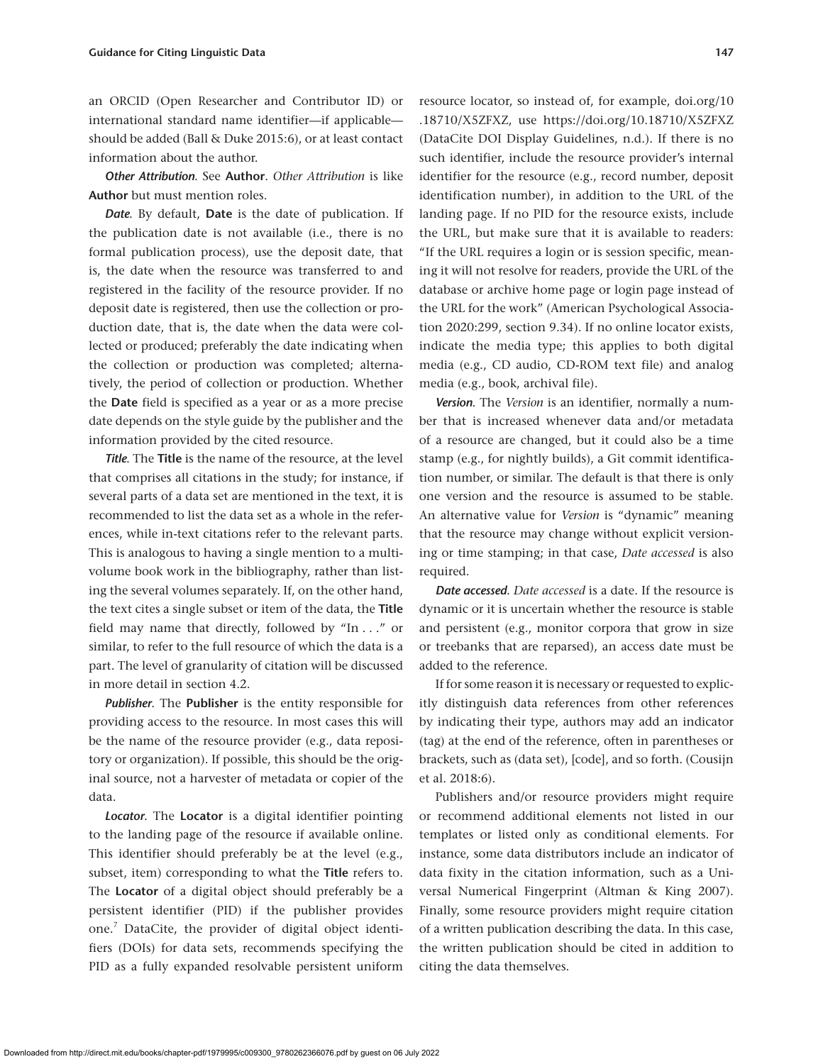an ORCID (Open Researcher and Contributor ID) or international standard name identifier—if applicable—should be added (Ball & Duke 2015:6), or at least contact information about the author.

***Other Attribution***. See **Author**. *Other Attribution* is like **Author** but must mention roles.

***Date***. By default, **Date** is the date of publication. If the publication date is not available (i.e., there is no formal publication process), use the deposit date, that is, the date when the resource was transferred to and registered in the facility of the resource provider. If no deposit date is registered, then use the collection or production date, that is, the date when the data were collected or produced; preferably the date indicating when the collection or production was completed; alternatively, the period of collection or production. Whether the **Date** field is specified as a year or as a more precise date depends on the style guide by the publisher and the information provided by the cited resource.

***Title***. The **Title** is the name of the resource, at the level that comprises all citations in the study; for instance, if several parts of a data set are mentioned in the text, it is recommended to list the data set as a whole in the references, while in-text citations refer to the relevant parts. This is analogous to having a single mention to a multivolume book work in the bibliography, rather than listing the several volumes separately. If, on the other hand, the text cites a single subset or item of the data, the **Title** field may name that directly, followed by "In . . ." or similar, to refer to the full resource of which the data is a part. The level of granularity of citation will be discussed in more detail in section 4.2.

***Publisher***. The **Publisher** is the entity responsible for providing access to the resource. In most cases this will be the name of the resource provider (e.g., data repository or organization). If possible, this should be the original source, not a harvester of metadata or copier of the data.

***Locator***. The **Locator** is a digital identifier pointing to the landing page of the resource if available online. This identifier should preferably be at the level (e.g., subset, item) corresponding to what the **Title** refers to. The **Locator** of a digital object should preferably be a persistent identifier (PID) if the publisher provides one.[7] DataCite, the provider of digital object identifiers (DOIs) for data sets, recommends specifying the PID as a fully expanded resolvable persistent uniform resource locator, so instead of, for example, doi.org/10.18710/X5ZFXZ, use https://doi.org/10.18710/X5ZFXZ (DataCite DOI Display Guidelines, n.d.). If there is no such identifier, include the resource provider's internal identifier for the resource (e.g., record number, deposit identification number), in addition to the URL of the landing page. If no PID for the resource exists, include the URL, but make sure that it is available to readers: "If the URL requires a login or is session specific, meaning it will not resolve for readers, provide the URL of the database or archive home page or login page instead of the URL for the work" (American Psychological Association 2020:299, section 9.34). If no online locator exists, indicate the media type; this applies to both digital media (e.g., CD audio, CD-ROM text file) and analog media (e.g., book, archival file).

***Version***. The *Version* is an identifier, normally a number that is increased whenever data and/or metadata of a resource are changed, but it could also be a time stamp (e.g., for nightly builds), a Git commit identification number, or similar. The default is that there is only one version and the resource is assumed to be stable. An alternative value for *Version* is "dynamic" meaning that the resource may change without explicit versioning or time stamping; in that case, *Date accessed* is also required.

***Date accessed***. *Date accessed* is a date. If the resource is dynamic or it is uncertain whether the resource is stable and persistent (e.g., monitor corpora that grow in size or treebanks that are reparsed), an access date must be added to the reference.

If for some reason it is necessary or requested to explicitly distinguish data references from other references by indicating their type, authors may add an indicator (tag) at the end of the reference, often in parentheses or brackets, such as (data set), [code], and so forth. (Cousijn et al. 2018:6).

Publishers and/or resource providers might require or recommend additional elements not listed in our templates or listed only as conditional elements. For instance, some data distributors include an indicator of data fixity in the citation information, such as a Universal Numerical Fingerprint (Altman & King 2007). Finally, some resource providers might require citation of a written publication describing the data. In this case, the written publication should be cited in addition to citing the data themselves.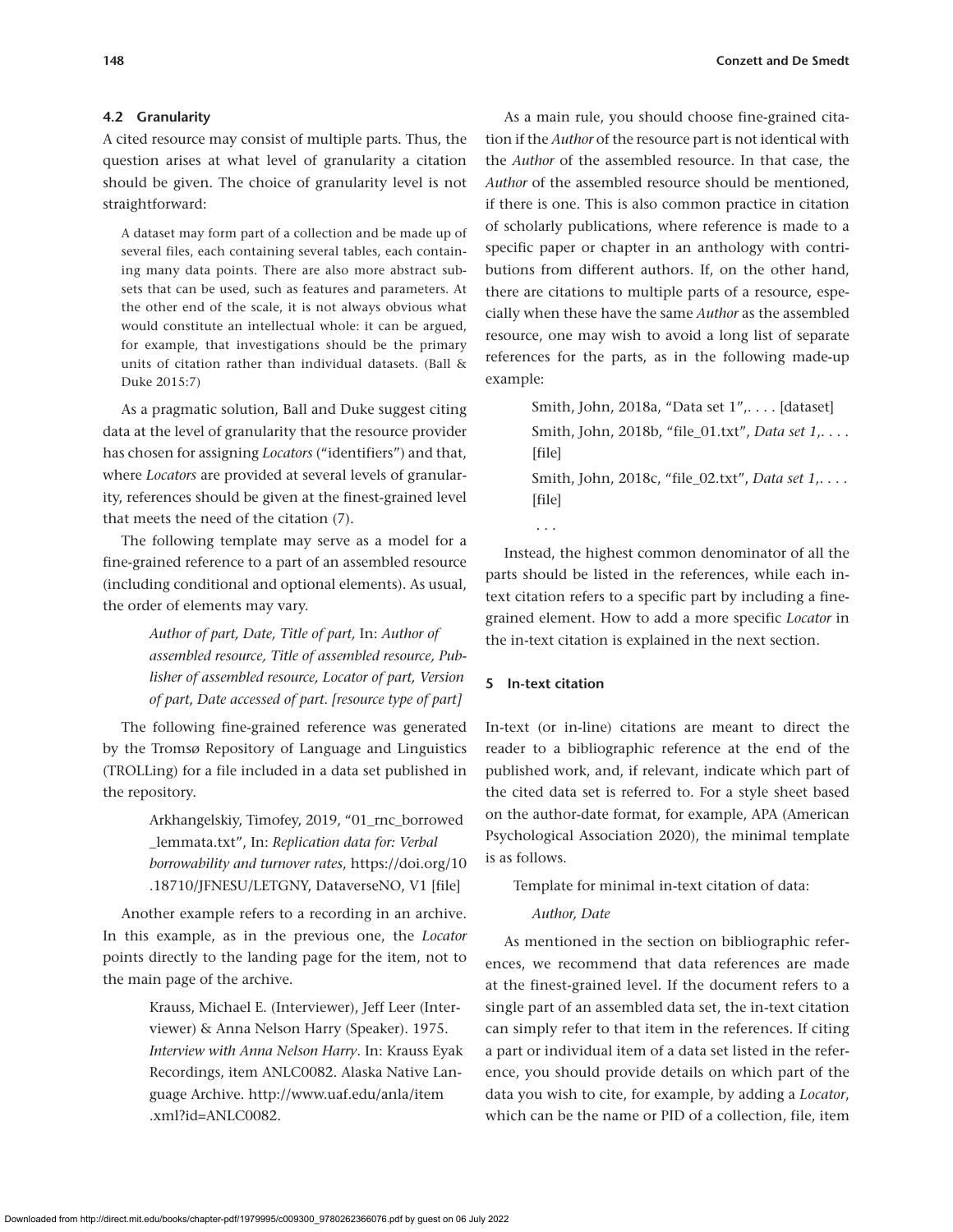### 4.2 Granularity

A cited resource may consist of multiple parts. Thus, the question arises at what level of granularity a citation should be given. The choice of granularity level is not straightforward:

> A dataset may form part of a collection and be made up of several files, each containing several tables, each containing many data points. There are also more abstract subsets that can be used, such as features and parameters. At the other end of the scale, it is not always obvious what would constitute an intellectual whole: it can be argued, for example, that investigations should be the primary units of citation rather than individual datasets. (Ball & Duke 2015:7)

As a pragmatic solution, Ball and Duke suggest citing data at the level of granularity that the resource provider has chosen for assigning *Locators* ("identifiers") and that, where *Locators* are provided at several levels of granularity, references should be given at the finest-grained level that meets the need of the citation (7).

The following template may serve as a model for a fine-grained reference to a part of an assembled resource (including conditional and optional elements). As usual, the order of elements may vary.

> *Author of part, Date, Title of part,* In: *Author of assembled resource, Title of assembled resource, Publisher of assembled resource, Locator of part, Version of part, Date accessed of part. [resource type of part]*

The following fine-grained reference was generated by the Tromsø Repository of Language and Linguistics (TROLLing) for a file included in a data set published in the repository.

> Arkhangelskiy, Timofey, 2019, "01_rnc_borrowed_lemmata.txt", In: *Replication data for: Verbal borrowability and turnover rates*, https://doi.org/10.18710/JFNESU/LETGNY, DataverseNO, V1 [file]

Another example refers to a recording in an archive. In this example, as in the previous one, the *Locator* points directly to the landing page for the item, not to the main page of the archive.

> Krauss, Michael E. (Interviewer), Jeff Leer (Interviewer) & Anna Nelson Harry (Speaker). 1975. *Interview with Anna Nelson Harry*. In: Krauss Eyak Recordings, item ANLC0082. Alaska Native Language Archive. http://www.uaf.edu/anla/item.xml?id=ANLC0082.

As a main rule, you should choose fine-grained citation if the *Author* of the resource part is not identical with the *Author* of the assembled resource. In that case, the *Author* of the assembled resource should be mentioned, if there is one. This is also common practice in citation of scholarly publications, where reference is made to a specific paper or chapter in an anthology with contributions from different authors. If, on the other hand, there are citations to multiple parts of a resource, especially when these have the same *Author* as the assembled resource, one may wish to avoid a long list of separate references for the parts, as in the following made-up example:

> Smith, John, 2018a, "Data set 1",. . . . [dataset]
>
> Smith, John, 2018b, "file_01.txt", *Data set 1*,. . . . [file]
>
> Smith, John, 2018c, "file_02.txt", *Data set 1*,. . . . [file]
>
> . . .

Instead, the highest common denominator of all the parts should be listed in the references, while each in-text citation refers to a specific part by including a fine-grained element. How to add a more specific *Locator* in the in-text citation is explained in the next section.

## 5 In-text citation

In-text (or in-line) citations are meant to direct the reader to a bibliographic reference at the end of the published work, and, if relevant, indicate which part of the cited data set is referred to. For a style sheet based on the author-date format, for example, APA (American Psychological Association 2020), the minimal template is as follows.

Template for minimal in-text citation of data:

*Author, Date*

As mentioned in the section on bibliographic references, we recommend that data references are made at the finest-grained level. If the document refers to a single part of an assembled data set, the in-text citation can simply refer to that item in the references. If citing a part or individual item of a data set listed in the reference, you should provide details on which part of the data you wish to cite, for example, by adding a *Locator*, which can be the name or PID of a collection, file, item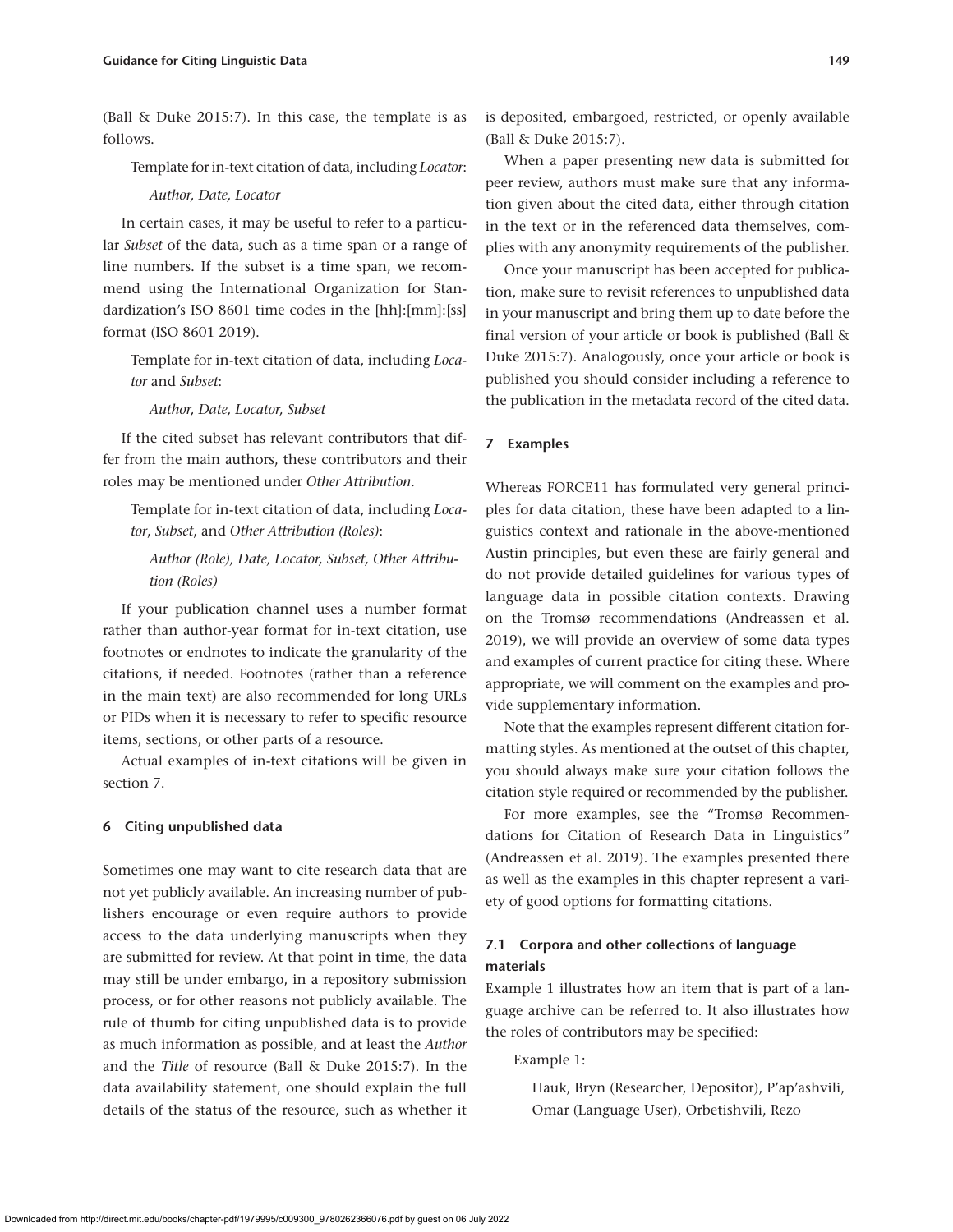(Ball & Duke 2015:7). In this case, the template is as follows.

Template for in-text citation of data, including *Locator*:

*Author, Date, Locator*

In certain cases, it may be useful to refer to a particular *Subset* of the data, such as a time span or a range of line numbers. If the subset is a time span, we recommend using the International Organization for Standardization's ISO 8601 time codes in the [hh]:[mm]:[ss] format (ISO 8601 2019).

Template for in-text citation of data, including *Locator* and *Subset*:

*Author, Date, Locator, Subset*

If the cited subset has relevant contributors that differ from the main authors, these contributors and their roles may be mentioned under *Other Attribution*.

Template for in-text citation of data, including *Locator*, *Subset*, and *Other Attribution (Roles)*:

*Author (Role), Date, Locator, Subset, Other Attribution (Roles)*

If your publication channel uses a number format rather than author-year format for in-text citation, use footnotes or endnotes to indicate the granularity of the citations, if needed. Footnotes (rather than a reference in the main text) are also recommended for long URLs or PIDs when it is necessary to refer to specific resource items, sections, or other parts of a resource.

Actual examples of in-text citations will be given in section 7.

## 6 Citing unpublished data

Sometimes one may want to cite research data that are not yet publicly available. An increasing number of publishers encourage or even require authors to provide access to the data underlying manuscripts when they are submitted for review. At that point in time, the data may still be under embargo, in a repository submission process, or for other reasons not publicly available. The rule of thumb for citing unpublished data is to provide as much information as possible, and at least the *Author* and the *Title* of resource (Ball & Duke 2015:7). In the data availability statement, one should explain the full details of the status of the resource, such as whether it is deposited, embargoed, restricted, or openly available (Ball & Duke 2015:7).

When a paper presenting new data is submitted for peer review, authors must make sure that any information given about the cited data, either through citation in the text or in the referenced data themselves, complies with any anonymity requirements of the publisher.

Once your manuscript has been accepted for publication, make sure to revisit references to unpublished data in your manuscript and bring them up to date before the final version of your article or book is published (Ball & Duke 2015:7). Analogously, once your article or book is published you should consider including a reference to the publication in the metadata record of the cited data.

## 7 Examples

Whereas FORCE11 has formulated very general principles for data citation, these have been adapted to a linguistics context and rationale in the above-mentioned Austin principles, but even these are fairly general and do not provide detailed guidelines for various types of language data in possible citation contexts. Drawing on the Tromsø recommendations (Andreassen et al. 2019), we will provide an overview of some data types and examples of current practice for citing these. Where appropriate, we will comment on the examples and provide supplementary information.

Note that the examples represent different citation formatting styles. As mentioned at the outset of this chapter, you should always make sure your citation follows the citation style required or recommended by the publisher.

For more examples, see the "Tromsø Recommendations for Citation of Research Data in Linguistics" (Andreassen et al. 2019). The examples presented there as well as the examples in this chapter represent a variety of good options for formatting citations.

### 7.1 Corpora and other collections of language materials

Example 1 illustrates how an item that is part of a language archive can be referred to. It also illustrates how the roles of contributors may be specified:

Example 1:

Hauk, Bryn (Researcher, Depositor), P'ap'ashvili, Omar (Language User), Orbetishvili, Rezo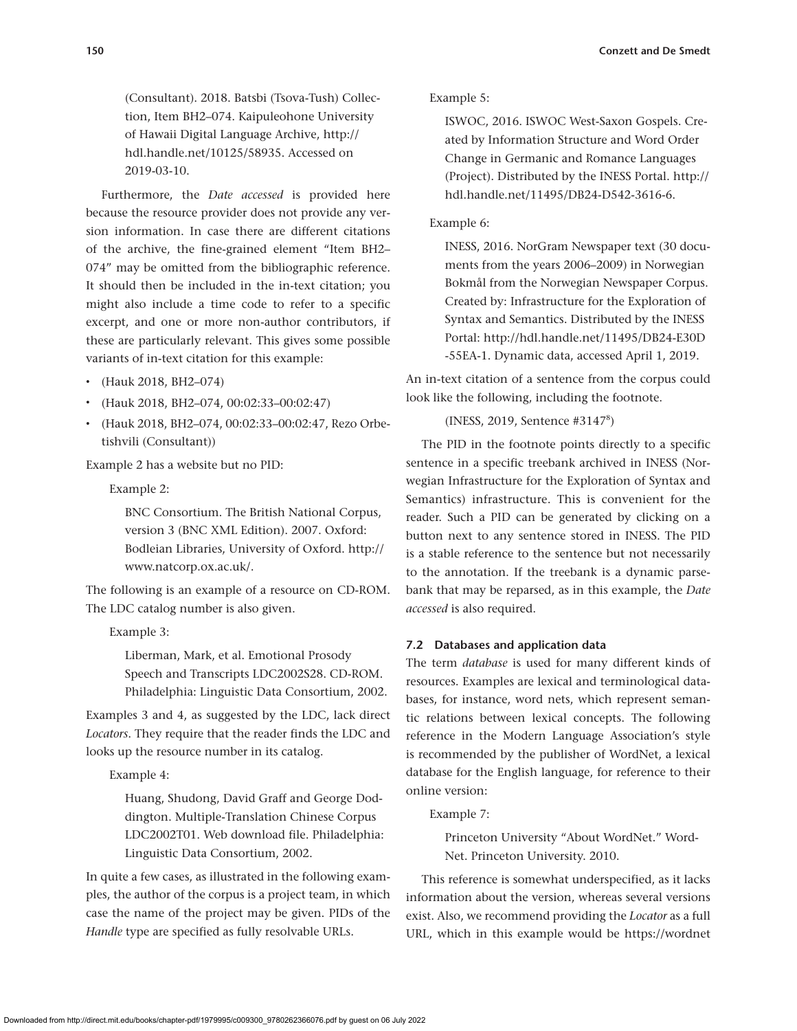(Consultant). 2018. Batsbi (Tsova-Tush) Collection, Item BH2–074. Kaipuleohone University of Hawaii Digital Language Archive, http://hdl.handle.net/10125/58935. Accessed on 2019-03-10.

Furthermore, the *Date accessed* is provided here because the resource provider does not provide any version information. In case there are different citations of the archive, the fine-grained element "Item BH2–074" may be omitted from the bibliographic reference. It should then be included in the in-text citation; you might also include a time code to refer to a specific excerpt, and one or more non-author contributors, if these are particularly relevant. This gives some possible variants of in-text citation for this example:

- (Hauk 2018, BH2–074)
- (Hauk 2018, BH2–074, 00:02:33–00:02:47)
- (Hauk 2018, BH2–074, 00:02:33–00:02:47, Rezo Orbetishvili (Consultant))

Example 2 has a website but no PID:

Example 2:

> BNC Consortium. The British National Corpus, version 3 (BNC XML Edition). 2007. Oxford: Bodleian Libraries, University of Oxford. http://www.natcorp.ox.ac.uk/.

The following is an example of a resource on CD-ROM. The LDC catalog number is also given.

Example 3:

> Liberman, Mark, et al. Emotional Prosody Speech and Transcripts LDC2002S28. CD-ROM. Philadelphia: Linguistic Data Consortium, 2002.

Examples 3 and 4, as suggested by the LDC, lack direct *Locators*. They require that the reader finds the LDC and looks up the resource number in its catalog.

Example 4:

> Huang, Shudong, David Graff and George Doddington. Multiple-Translation Chinese Corpus LDC2002T01. Web download file. Philadelphia: Linguistic Data Consortium, 2002.

In quite a few cases, as illustrated in the following examples, the author of the corpus is a project team, in which case the name of the project may be given. PIDs of the *Handle* type are specified as fully resolvable URLs.

Example 5:

> ISWOC, 2016. ISWOC West-Saxon Gospels. Created by Information Structure and Word Order Change in Germanic and Romance Languages (Project). Distributed by the INESS Portal. http://hdl.handle.net/11495/DB24-D542-3616-6.

Example 6:

> INESS, 2016. NorGram Newspaper text (30 documents from the years 2006–2009) in Norwegian Bokmål from the Norwegian Newspaper Corpus. Created by: Infrastructure for the Exploration of Syntax and Semantics. Distributed by the INESS Portal: http://hdl.handle.net/11495/DB24-E30D-55EA-1. Dynamic data, accessed April 1, 2019.

An in-text citation of a sentence from the corpus could look like the following, including the footnote.

(INESS, 2019, Sentence #3147[8])

The PID in the footnote points directly to a specific sentence in a specific treebank archived in INESS (Norwegian Infrastructure for the Exploration of Syntax and Semantics) infrastructure. This is convenient for the reader. Such a PID can be generated by clicking on a button next to any sentence stored in INESS. The PID is a stable reference to the sentence but not necessarily to the annotation. If the treebank is a dynamic parsebank that may be reparsed, as in this example, the *Date accessed* is also required.

### 7.2 Databases and application data

The term *database* is used for many different kinds of resources. Examples are lexical and terminological databases, for instance, word nets, which represent semantic relations between lexical concepts. The following reference in the Modern Language Association's style is recommended by the publisher of WordNet, a lexical database for the English language, for reference to their online version:

Example 7:

> Princeton University "About WordNet." WordNet. Princeton University. 2010.

This reference is somewhat underspecified, as it lacks information about the version, whereas several versions exist. Also, we recommend providing the *Locator* as a full URL, which in this example would be https://wordnet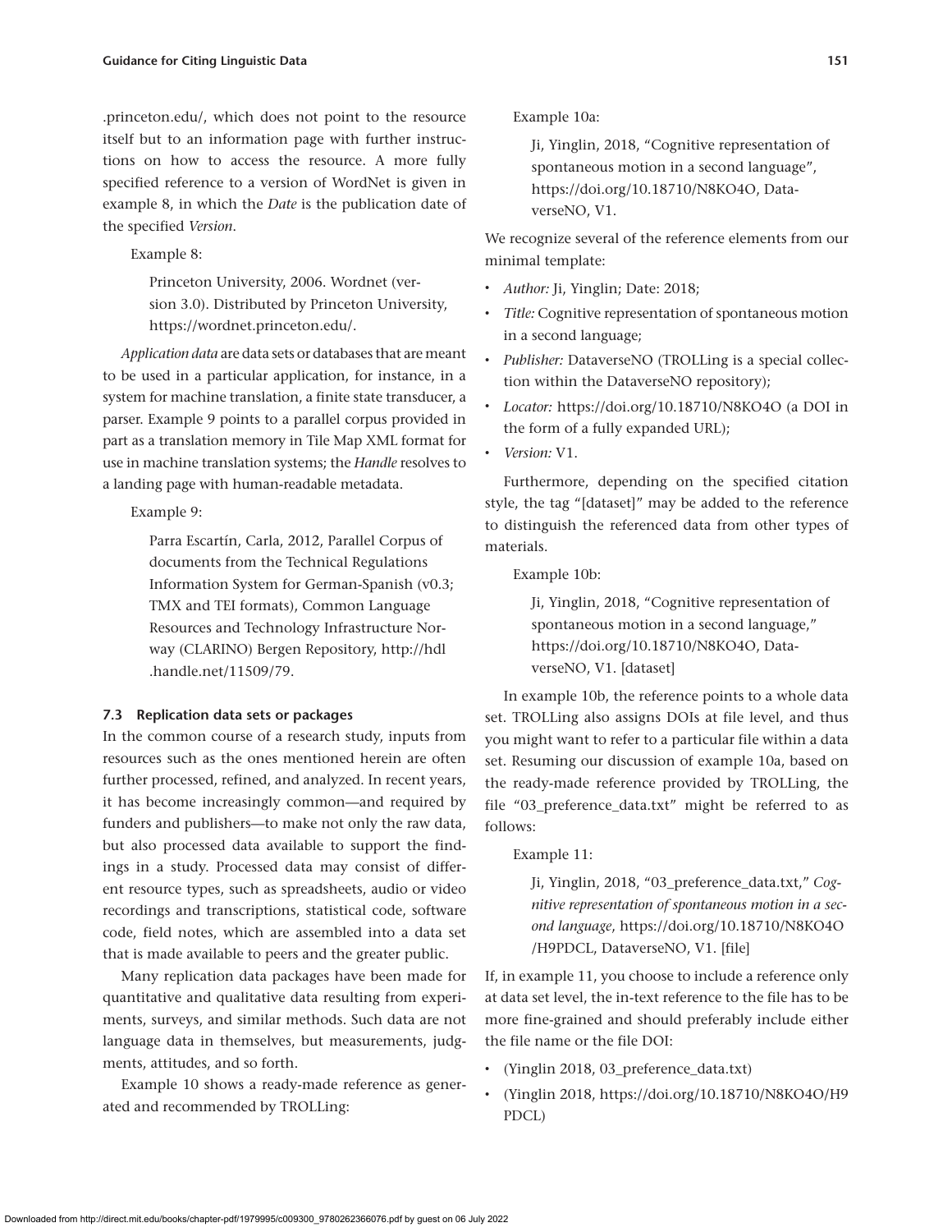.princeton.edu/, which does not point to the resource itself but to an information page with further instructions on how to access the resource. A more fully specified reference to a version of WordNet is given in example 8, in which the *Date* is the publication date of the specified *Version*.

Example 8:

> Princeton University, 2006. Wordnet (version 3.0). Distributed by Princeton University, https://wordnet.princeton.edu/.

*Application data* are data sets or databases that are meant to be used in a particular application, for instance, in a system for machine translation, a finite state transducer, a parser. Example 9 points to a parallel corpus provided in part as a translation memory in Tile Map XML format for use in machine translation systems; the *Handle* resolves to a landing page with human-readable metadata.

Example 9:

> Parra Escartín, Carla, 2012, Parallel Corpus of documents from the Technical Regulations Information System for German-Spanish (v0.3; TMX and TEI formats), Common Language Resources and Technology Infrastructure Norway (CLARINO) Bergen Repository, http://hdl.handle.net/11509/79.

### 7.3 Replication data sets or packages

In the common course of a research study, inputs from resources such as the ones mentioned herein are often further processed, refined, and analyzed. In recent years, it has become increasingly common—and required by funders and publishers—to make not only the raw data, but also processed data available to support the findings in a study. Processed data may consist of different resource types, such as spreadsheets, audio or video recordings and transcriptions, statistical code, software code, field notes, which are assembled into a data set that is made available to peers and the greater public.

Many replication data packages have been made for quantitative and qualitative data resulting from experiments, surveys, and similar methods. Such data are not language data in themselves, but measurements, judgments, attitudes, and so forth.

Example 10 shows a ready-made reference as generated and recommended by TROLLing:

Example 10a:

> Ji, Yinglin, 2018, "Cognitive representation of spontaneous motion in a second language", https://doi.org/10.18710/N8KO4O, DataverseNO, V1.

We recognize several of the reference elements from our minimal template:

- *Author:* Ji, Yinglin; Date: 2018;
- *Title:* Cognitive representation of spontaneous motion in a second language;
- *Publisher:* DataverseNO (TROLLing is a special collection within the DataverseNO repository);
- *Locator:* https://doi.org/10.18710/N8KO4O (a DOI in the form of a fully expanded URL);
- *Version:* V1.

Furthermore, depending on the specified citation style, the tag "[dataset]" may be added to the reference to distinguish the referenced data from other types of materials.

Example 10b:

> Ji, Yinglin, 2018, "Cognitive representation of spontaneous motion in a second language," https://doi.org/10.18710/N8KO4O, DataverseNO, V1. [dataset]

In example 10b, the reference points to a whole data set. TROLLing also assigns DOIs at file level, and thus you might want to refer to a particular file within a data set. Resuming our discussion of example 10a, based on the ready-made reference provided by TROLLing, the file "03_preference_data.txt" might be referred to as follows:

Example 11:

> Ji, Yinglin, 2018, "03_preference_data.txt," *Cognitive representation of spontaneous motion in a second language*, https://doi.org/10.18710/N8KO4O/H9PDCL, DataverseNO, V1. [file]

If, in example 11, you choose to include a reference only at data set level, the in-text reference to the file has to be more fine-grained and should preferably include either the file name or the file DOI:

- (Yinglin 2018, 03_preference_data.txt)
- (Yinglin 2018, https://doi.org/10.18710/N8KO4O/H9PDCL)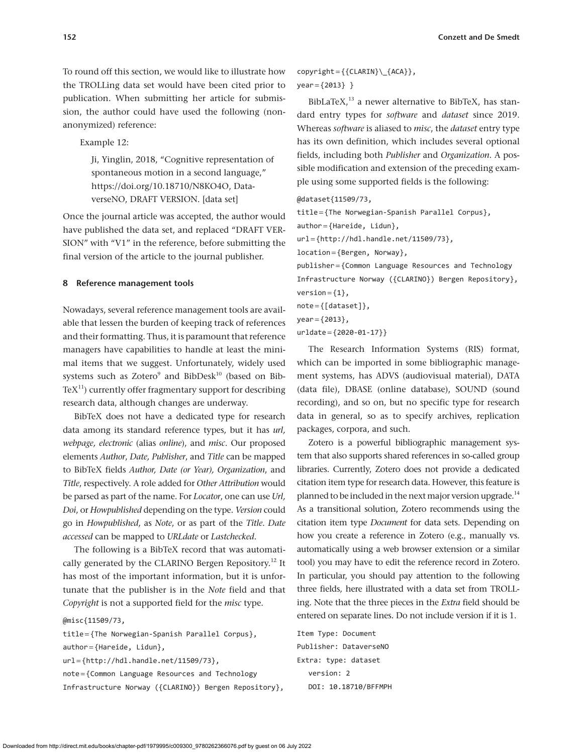To round off this section, we would like to illustrate how the TROLLing data set would have been cited prior to publication. When submitting her article for submission, the author could have used the following (non-anonymized) reference:

Example 12:

> Ji, Yinglin, 2018, "Cognitive representation of spontaneous motion in a second language," https://doi.org/10.18710/N8KO4O, DataverseNO, DRAFT VERSION. [data set]

Once the journal article was accepted, the author would have published the data set, and replaced "DRAFT VERSION" with "V1" in the reference, before submitting the final version of the article to the journal publisher.

## 8 Reference management tools

Nowadays, several reference management tools are available that lessen the burden of keeping track of references and their formatting. Thus, it is paramount that reference managers have capabilities to handle at least the minimal items that we suggest. Unfortunately, widely used systems such as Zotero[9] and BibDesk[10] (based on BibTeX[11]) currently offer fragmentary support for describing research data, although changes are underway.

BibTeX does not have a dedicated type for research data among its standard reference types, but it has *url, webpage, electronic* (alias *online*), and *misc*. Our proposed elements *Author*, *Date, Publisher*, and *Title* can be mapped to BibTeX fields *Author, Date (or Year), Organization*, and *Title*, respectively. A role added for *Other Attribution* would be parsed as part of the name. For *Locator*, one can use *Url, Doi*, or *Howpublished* depending on the type. *Version* could go in *Howpublished*, as *Note*, or as part of the *Title*. *Date accessed* can be mapped to *URLdate* or *Lastchecked*.

The following is a BibTeX record that was automatically generated by the CLARINO Bergen Repository.[12] It has most of the important information, but it is unfortunate that the publisher is in the *Note* field and that *Copyright* is not a supported field for the *misc* type.

```
@misc{11509/73,
title={The Norwegian-Spanish Parallel Corpus},
author={Hareide, Lidun},
url={http://hdl.handle.net/11509/73},
note={Common Language Resources and Technology
Infrastructure Norway ({CLARINO}) Bergen Repository},
copyright={{CLARIN}\_{ACA}},
year={2013} }
```

BibLaTeX,[13] a newer alternative to BibTeX, has standard entry types for *software* and *dataset* since 2019. Whereas *software* is aliased to *misc*, the *dataset* entry type has its own definition, which includes several optional fields, including both *Publisher* and *Organization*. A possible modification and extension of the preceding example using some supported fields is the following:

```
@dataset{11509/73,
title={The Norwegian-Spanish Parallel Corpus},
author={Hareide, Lidun},
url={http://hdl.handle.net/11509/73},
location={Bergen, Norway},
publisher={Common Language Resources and Technology
Infrastructure Norway ({CLARINO}) Bergen Repository},
version={1},
note={[dataset]},
year={2013},
urldate={2020-01-17}}
```

The Research Information Systems (RIS) format, which can be imported in some bibliographic management systems, has ADVS (audiovisual material), DATA (data file), DBASE (online database), SOUND (sound recording), and so on, but no specific type for research data in general, so as to specify archives, replication packages, corpora, and such.

Zotero is a powerful bibliographic management system that also supports shared references in so-called group libraries. Currently, Zotero does not provide a dedicated citation item type for research data. However, this feature is planned to be included in the next major version upgrade.[14] As a transitional solution, Zotero recommends using the citation item type *Document* for data sets. Depending on how you create a reference in Zotero (e.g., manually vs. automatically using a web browser extension or a similar tool) you may have to edit the reference record in Zotero. In particular, you should pay attention to the following three fields, here illustrated with a data set from TROLLing. Note that the three pieces in the *Extra* field should be entered on separate lines. Do not include version if it is 1.

```
Item Type: Document
Publisher: DataverseNO
Extra: type: dataset
   version: 2
   DOI: 10.18710/BFFMPH
```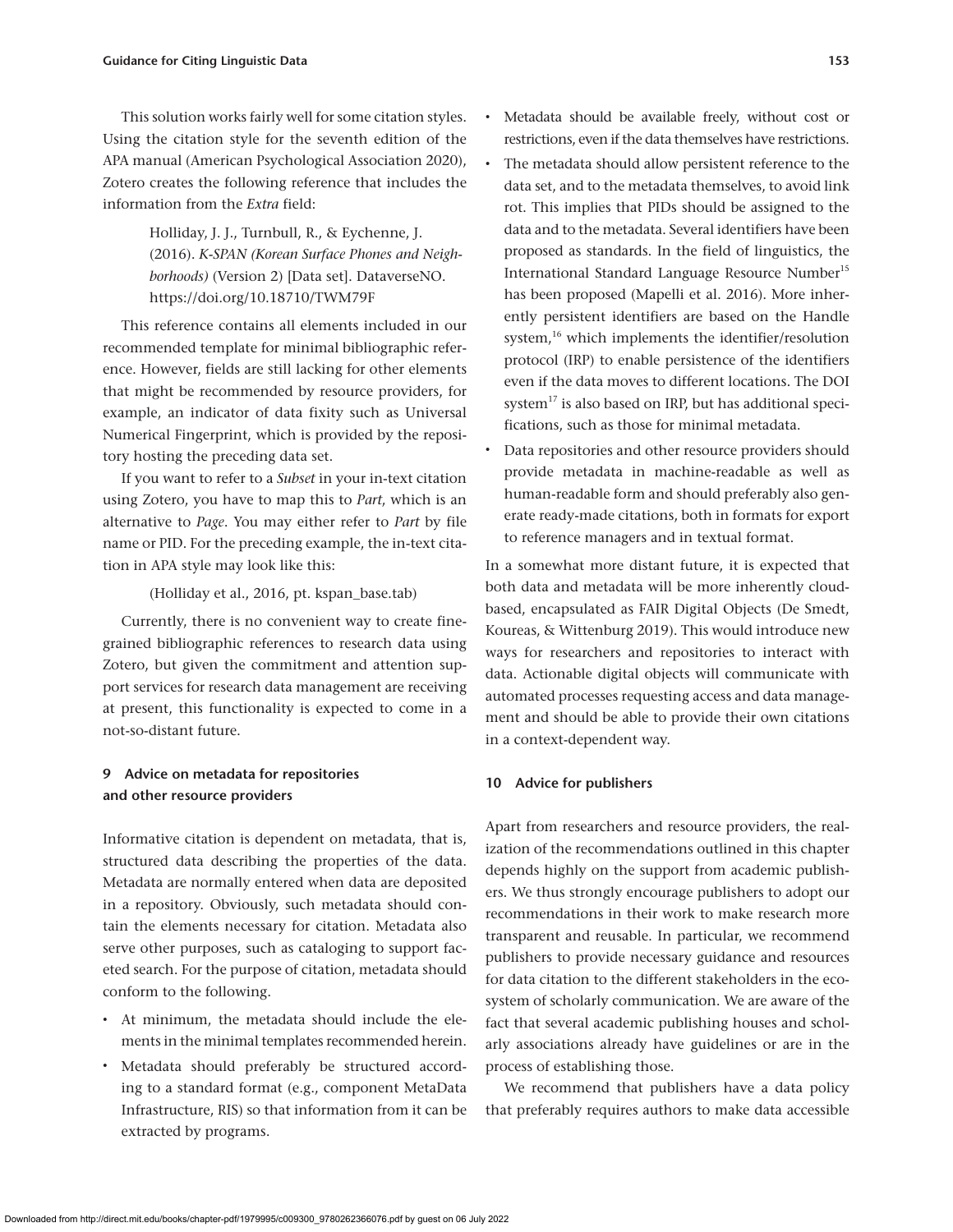This solution works fairly well for some citation styles. Using the citation style for the seventh edition of the APA manual (American Psychological Association 2020), Zotero creates the following reference that includes the information from the *Extra* field:

> Holliday, J. J., Turnbull, R., & Eychenne, J. (2016). *K-SPAN (Korean Surface Phones and Neighborhoods)* (Version 2) [Data set]. DataverseNO. https://doi.org/10.18710/TWM79F

This reference contains all elements included in our recommended template for minimal bibliographic reference. However, fields are still lacking for other elements that might be recommended by resource providers, for example, an indicator of data fixity such as Universal Numerical Fingerprint, which is provided by the repository hosting the preceding data set.

If you want to refer to a *Subset* in your in-text citation using Zotero, you have to map this to *Part*, which is an alternative to *Page*. You may either refer to *Part* by file name or PID. For the preceding example, the in-text citation in APA style may look like this:

> (Holliday et al., 2016, pt. kspan_base.tab)

Currently, there is no convenient way to create fine-grained bibliographic references to research data using Zotero, but given the commitment and attention support services for research data management are receiving at present, this functionality is expected to come in a not-so-distant future.

## 9 Advice on metadata for repositories and other resource providers

Informative citation is dependent on metadata, that is, structured data describing the properties of the data. Metadata are normally entered when data are deposited in a repository. Obviously, such metadata should contain the elements necessary for citation. Metadata also serve other purposes, such as cataloging to support faceted search. For the purpose of citation, metadata should conform to the following.

- At minimum, the metadata should include the elements in the minimal templates recommended herein.
- Metadata should preferably be structured according to a standard format (e.g., component MetaData Infrastructure, RIS) so that information from it can be extracted by programs.
- Metadata should be available freely, without cost or restrictions, even if the data themselves have restrictions.
- The metadata should allow persistent reference to the data set, and to the metadata themselves, to avoid link rot. This implies that PIDs should be assigned to the data and to the metadata. Several identifiers have been proposed as standards. In the field of linguistics, the International Standard Language Resource Number[15] has been proposed (Mapelli et al. 2016). More inherently persistent identifiers are based on the Handle system,[16] which implements the identifier/resolution protocol (IRP) to enable persistence of the identifiers even if the data moves to different locations. The DOI system[17] is also based on IRP, but has additional specifications, such as those for minimal metadata.
- Data repositories and other resource providers should provide metadata in machine-readable as well as human-readable form and should preferably also generate ready-made citations, both in formats for export to reference managers and in textual format.

In a somewhat more distant future, it is expected that both data and metadata will be more inherently cloud-based, encapsulated as FAIR Digital Objects (De Smedt, Koureas, & Wittenburg 2019). This would introduce new ways for researchers and repositories to interact with data. Actionable digital objects will communicate with automated processes requesting access and data management and should be able to provide their own citations in a context-dependent way.

## 10 Advice for publishers

Apart from researchers and resource providers, the realization of the recommendations outlined in this chapter depends highly on the support from academic publishers. We thus strongly encourage publishers to adopt our recommendations in their work to make research more transparent and reusable. In particular, we recommend publishers to provide necessary guidance and resources for data citation to the different stakeholders in the ecosystem of scholarly communication. We are aware of the fact that several academic publishing houses and scholarly associations already have guidelines or are in the process of establishing those.

We recommend that publishers have a data policy that preferably requires authors to make data accessible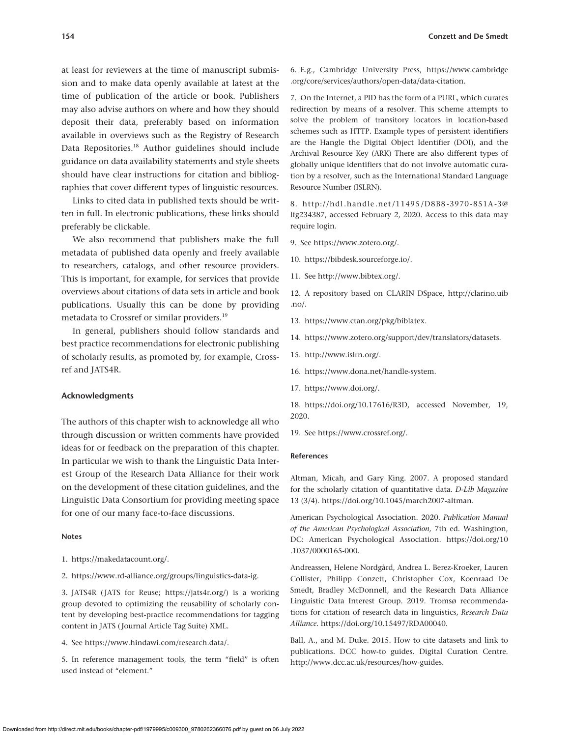at least for reviewers at the time of manuscript submission and to make data openly available at latest at the time of publication of the article or book. Publishers may also advise authors on where and how they should deposit their data, preferably based on information available in overviews such as the Registry of Research Data Repositories.[18] Author guidelines should include guidance on data availability statements and style sheets should have clear instructions for citation and bibliographies that cover different types of linguistic resources.

Links to cited data in published texts should be written in full. In electronic publications, these links should preferably be clickable.

We also recommend that publishers make the full metadata of published data openly and freely available to researchers, catalogs, and other resource providers. This is important, for example, for services that provide overviews about citations of data sets in article and book publications. Usually this can be done by providing metadata to Crossref or similar providers.[19]

In general, publishers should follow standards and best practice recommendations for electronic publishing of scholarly results, as promoted by, for example, Crossref and JATS4R.

### Acknowledgments

The authors of this chapter wish to acknowledge all who through discussion or written comments have provided ideas for or feedback on the preparation of this chapter. In particular we wish to thank the Linguistic Data Interest Group of the Research Data Alliance for their work on the development of these citation guidelines, and the Linguistic Data Consortium for providing meeting space for one of our many face-to-face discussions.

### Notes

1. https://makedatacount.org/.

2. https://www.rd-alliance.org/groups/linguistics-data-ig.

3. JATS4R (JATS for Reuse; https://jats4r.org/) is a working group devoted to optimizing the reusability of scholarly content by developing best-practice recommendations for tagging content in JATS (Journal Article Tag Suite) XML.

4. See https://www.hindawi.com/research.data/.

5. In reference management tools, the term "field" is often used instead of "element."

6. E.g., Cambridge University Press, https://www.cambridge.org/core/services/authors/open-data/data-citation.

7. On the Internet, a PID has the form of a PURL, which curates redirection by means of a resolver. This scheme attempts to solve the problem of transitory locators in location-based schemes such as HTTP. Example types of persistent identifiers are the Hangle the Digital Object Identifier (DOI), and the Archival Resource Key (ARK) There are also different types of globally unique identifiers that do not involve automatic curation by a resolver, such as the International Standard Language Resource Number (ISLRN).

8. http://hdl.handle.net/11495/D8B8-3970-851A-3@lfg234387, accessed February 2, 2020. Access to this data may require login.

9. See https://www.zotero.org/.

10. https://bibdesk.sourceforge.io/.

11. See http://www.bibtex.org/.

12. A repository based on CLARIN DSpace, http://clarino.uib.no/.

13. https://www.ctan.org/pkg/biblatex.

14. https://www.zotero.org/support/dev/translators/datasets.

15. http://www.islrn.org/.

16. https://www.dona.net/handle-system.

17. https://www.doi.org/.

18. https://doi.org/10.17616/R3D, accessed November, 19, 2020.

19. See https://www.crossref.org/.

### References

Altman, Micah, and Gary King. 2007. A proposed standard for the scholarly citation of quantitative data. *D-Lib Magazine* 13 (3/4). https://doi.org/10.1045/march2007-altman.

American Psychological Association. 2020. *Publication Manual of the American Psychological Association,* 7th ed. Washington, DC: American Psychological Association. https://doi.org/10.1037/0000165-000.

Andreassen, Helene Nordgård, Andrea L. Berez-Kroeker, Lauren Collister, Philipp Conzett, Christopher Cox, Koenraad De Smedt, Bradley McDonnell, and the Research Data Alliance Linguistic Data Interest Group. 2019. Tromsø recommendations for citation of research data in linguistics, *Research Data Alliance*. https://doi.org/10.15497/RDA00040.

Ball, A., and M. Duke. 2015. How to cite datasets and link to publications. DCC how-to guides. Digital Curation Centre. http://www.dcc.ac.uk/resources/how-guides.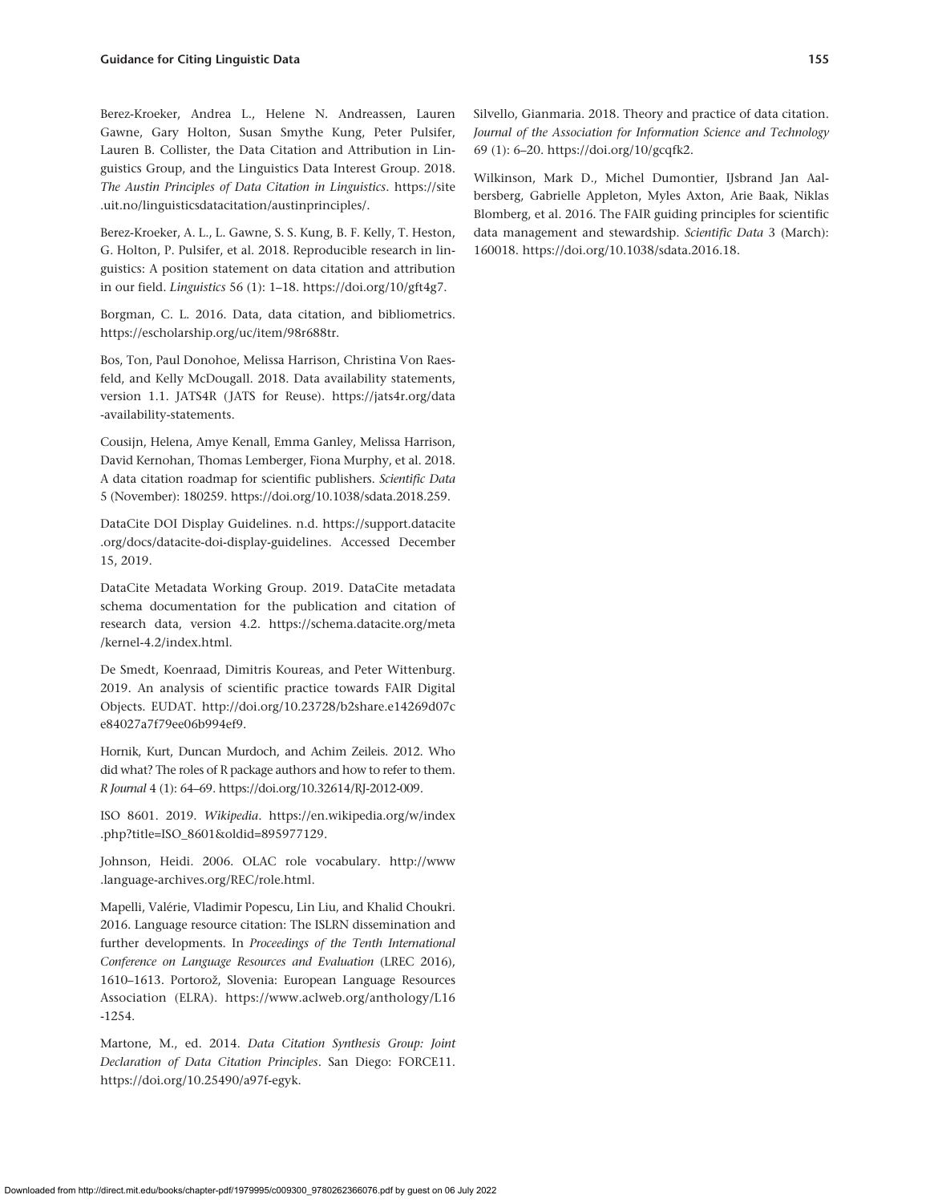Berez-Kroeker, Andrea L., Helene N. Andreassen, Lauren Gawne, Gary Holton, Susan Smythe Kung, Peter Pulsifer, Lauren B. Collister, the Data Citation and Attribution in Linguistics Group, and the Linguistics Data Interest Group. 2018. *The Austin Principles of Data Citation in Linguistics*. https://site.uit.no/linguisticsdatacitation/austinprinciples/.

Berez-Kroeker, A. L., L. Gawne, S. S. Kung, B. F. Kelly, T. Heston, G. Holton, P. Pulsifer, et al. 2018. Reproducible research in linguistics: A position statement on data citation and attribution in our field. *Linguistics* 56 (1): 1–18. https://doi.org/10/gft4g7.

Borgman, C. L. 2016. Data, data citation, and bibliometrics. https://escholarship.org/uc/item/98r688tr.

Bos, Ton, Paul Donohoe, Melissa Harrison, Christina Von Raesfeld, and Kelly McDougall. 2018. Data availability statements, version 1.1. JATS4R (JATS for Reuse). https://jats4r.org/data-availability-statements.

Cousijn, Helena, Amye Kenall, Emma Ganley, Melissa Harrison, David Kernohan, Thomas Lemberger, Fiona Murphy, et al. 2018. A data citation roadmap for scientific publishers. *Scientific Data* 5 (November): 180259. https://doi.org/10.1038/sdata.2018.259.

DataCite DOI Display Guidelines. n.d. https://support.datacite.org/docs/datacite-doi-display-guidelines. Accessed December 15, 2019.

DataCite Metadata Working Group. 2019. DataCite metadata schema documentation for the publication and citation of research data, version 4.2. https://schema.datacite.org/meta/kernel-4.2/index.html.

De Smedt, Koenraad, Dimitris Koureas, and Peter Wittenburg. 2019. An analysis of scientific practice towards FAIR Digital Objects. EUDAT. http://doi.org/10.23728/b2share.e14269d07ce84027a7f79ee06b994ef9.

Hornik, Kurt, Duncan Murdoch, and Achim Zeileis. 2012. Who did what? The roles of R package authors and how to refer to them. *R Journal* 4 (1): 64–69. https://doi.org/10.32614/RJ-2012-009.

ISO 8601. 2019. *Wikipedia*. https://en.wikipedia.org/w/index.php?title=ISO_8601&oldid=895977129.

Johnson, Heidi. 2006. OLAC role vocabulary. http://www.language-archives.org/REC/role.html.

Mapelli, Valérie, Vladimir Popescu, Lin Liu, and Khalid Choukri. 2016. Language resource citation: The ISLRN dissemination and further developments. In *Proceedings of the Tenth International Conference on Language Resources and Evaluation* (LREC 2016), 1610–1613. Portorož, Slovenia: European Language Resources Association (ELRA). https://www.aclweb.org/anthology/L16-1254.

Martone, M., ed. 2014. *Data Citation Synthesis Group: Joint Declaration of Data Citation Principles*. San Diego: FORCE11. https://doi.org/10.25490/a97f-egyk.

Silvello, Gianmaria. 2018. Theory and practice of data citation. *Journal of the Association for Information Science and Technology* 69 (1): 6–20. https://doi.org/10/gcqfk2.

Wilkinson, Mark D., Michel Dumontier, IJsbrand Jan Aalbersberg, Gabrielle Appleton, Myles Axton, Arie Baak, Niklas Blomberg, et al. 2016. The FAIR guiding principles for scientific data management and stewardship. *Scientific Data* 3 (March): 160018. https://doi.org/10.1038/sdata.2016.18.